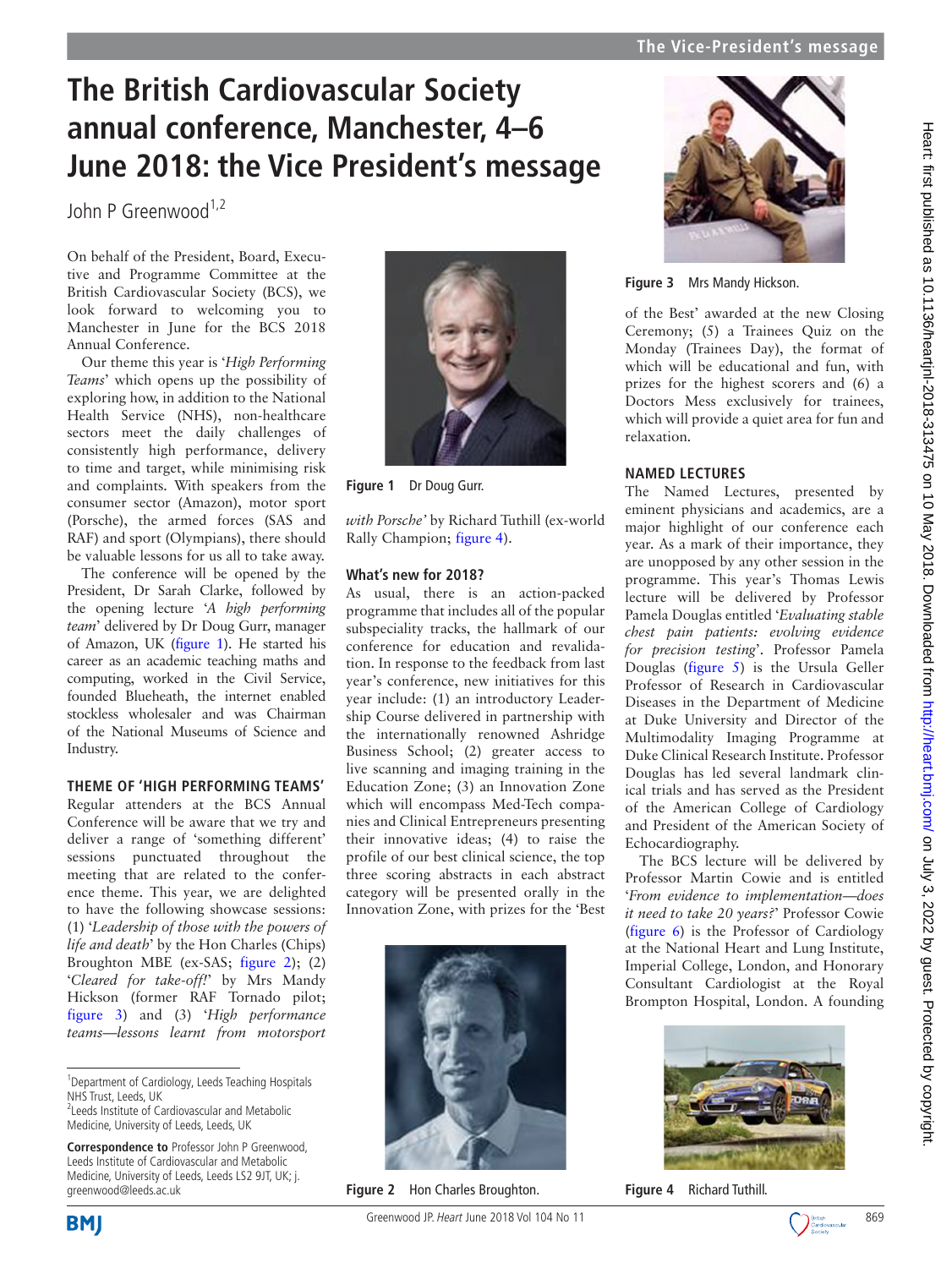# The British Cardiovascular Society annual conference, Manchester, 4–6 June 2018: the Vice President's message

John P Greenwood[1,2]

On behalf of the President, Board, Executive and Programme Committee at the British Cardiovascular Society (BCS), we look forward to welcoming you to Manchester in June for the BCS 2018 Annual Conference.

Our theme this year is '*High Performing Teams*' which opens up the possibility of exploring how, in addition to the National Health Service (NHS), non-healthcare sectors meet the daily challenges of consistently high performance, delivery to time and target, while minimising risk and complaints. With speakers from the consumer sector (Amazon), motor sport (Porsche), the armed forces (SAS and RAF) and sport (Olympians), there should be valuable lessons for us all to take away.

The conference will be opened by the President, Dr Sarah Clarke, followed by the opening lecture '*A high performing team*' delivered by Dr Doug Gurr, manager of Amazon, UK (figure 1). He started his career as an academic teaching maths and computing, worked in the Civil Service, founded Blueheath, the internet enabled stockless wholesaler and was Chairman of the National Museums of Science and Industry.

Figure 1 Dr Doug Gurr.

## THEME OF 'HIGH PERFORMING TEAMS'

Regular attenders at the BCS Annual Conference will be aware that we try and deliver a range of 'something different' sessions punctuated throughout the meeting that are related to the conference theme. This year, we are delighted to have the following showcase sessions: (1) '*Leadership of those with the powers of life and death*' by the Hon Charles (Chips) Broughton MBE (ex-SAS; figure 2); (2) '*Cleared for take-off!*' by Mrs Mandy Hickson (former RAF Tornado pilot; figure 3) and (3) '*High performance teams—lessons learnt from motorsport with Porsche*' by Richard Tuthill (ex-world Rally Champion; figure 4).

Figure 2 Hon Charles Broughton.

Figure 3 Mrs Mandy Hickson.

## What's new for 2018?

As usual, there is an action-packed programme that includes all of the popular subspeciality tracks, the hallmark of our conference for education and revalidation. In response to the feedback from last year's conference, new initiatives for this year include: (1) an introductory Leadership Course delivered in partnership with the internationally renowned Ashridge Business School; (2) greater access to live scanning and imaging training in the Education Zone; (3) an Innovation Zone which will encompass Med-Tech companies and Clinical Entrepreneurs presenting their innovative ideas; (4) to raise the profile of our best clinical science, the top three scoring abstracts in each abstract category will be presented orally in the Innovation Zone, with prizes for the 'Best of the Best' awarded at the new Closing Ceremony; (5) a Trainees Quiz on the Monday (Trainees Day), the format of which will be educational and fun, with prizes for the highest scorers and (6) a Doctors Mess exclusively for trainees, which will provide a quiet area for fun and relaxation.

## NAMED LECTURES

The Named Lectures, presented by eminent physicians and academics, are a major highlight of our conference each year. As a mark of their importance, they are unopposed by any other session in the programme. This year's Thomas Lewis lecture will be delivered by Professor Pamela Douglas entitled '*Evaluating stable chest pain patients: evolving evidence for precision testing*'. Professor Pamela Douglas (figure 5) is the Ursula Geller Professor of Research in Cardiovascular Diseases in the Department of Medicine at Duke University and Director of the Multimodality Imaging Programme at Duke Clinical Research Institute. Professor Douglas has led several landmark clinical trials and has served as the President of the American College of Cardiology and President of the American Society of Echocardiography.

The BCS lecture will be delivered by Professor Martin Cowie and is entitled '*From evidence to implementation—does it need to take 20 years?*' Professor Cowie (figure 6) is the Professor of Cardiology at the National Heart and Lung Institute, Imperial College, London, and Honorary Consultant Cardiologist at the Royal Brompton Hospital, London. A founding

Figure 4 Richard Tuthill.

[1]Department of Cardiology, Leeds Teaching Hospitals NHS Trust, Leeds, UK
[2]Leeds Institute of Cardiovascular and Metabolic Medicine, University of Leeds, Leeds, UK

**Correspondence to** Professor John P Greenwood, Leeds Institute of Cardiovascular and Metabolic Medicine, University of Leeds, Leeds LS2 9JT, UK; j.greenwood@leeds.ac.uk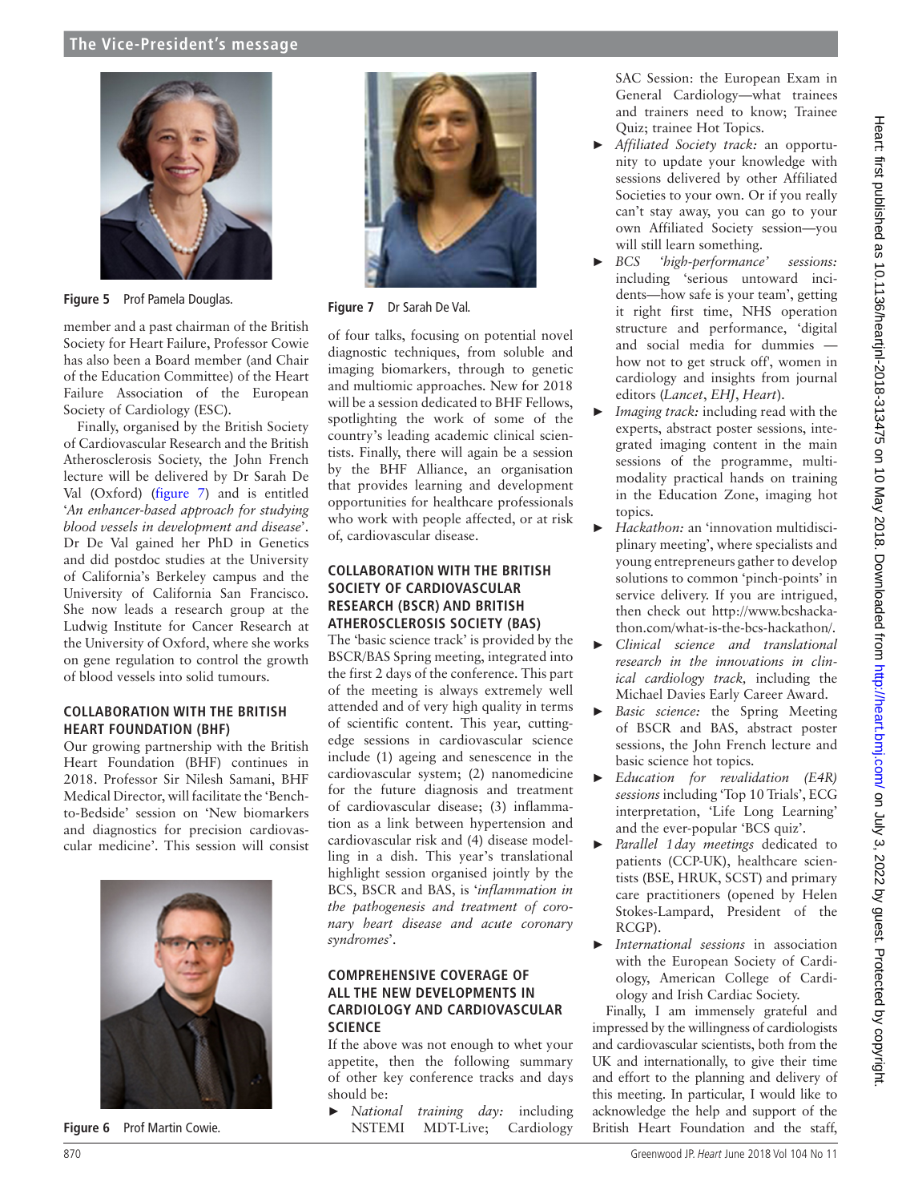Figure 5 Prof Pamela Douglas.

member and a past chairman of the British Society for Heart Failure, Professor Cowie has also been a Board member (and Chair of the Education Committee) of the Heart Failure Association of the European Society of Cardiology (ESC).

Finally, organised by the British Society of Cardiovascular Research and the British Atherosclerosis Society, the John French lecture will be delivered by Dr Sarah De Val (Oxford) (figure 7) and is entitled '*An enhancer-based approach for studying blood vessels in development and disease*'. Dr De Val gained her PhD in Genetics and did postdoc studies at the University of California's Berkeley campus and the University of California San Francisco. She now leads a research group at the Ludwig Institute for Cancer Research at the University of Oxford, where she works on gene regulation to control the growth of blood vessels into solid tumours.

## COLLABORATION WITH THE BRITISH HEART FOUNDATION (BHF)

Our growing partnership with the British Heart Foundation (BHF) continues in 2018. Professor Sir Nilesh Samani, BHF Medical Director, will facilitate the 'Bench-to-Bedside' session on 'New biomarkers and diagnostics for precision cardiovascular medicine'. This session will consist

Figure 6 Prof Martin Cowie.

Figure 7 Dr Sarah De Val.

of four talks, focusing on potential novel diagnostic techniques, from soluble and imaging biomarkers, through to genetic and multiomic approaches. New for 2018 will be a session dedicated to BHF Fellows, spotlighting the work of some of the country's leading academic clinical scientists. Finally, there will again be a session by the BHF Alliance, an organisation that provides learning and development opportunities for healthcare professionals who work with people affected, or at risk of, cardiovascular disease.

## COLLABORATION WITH THE BRITISH SOCIETY OF CARDIOVASCULAR RESEARCH (BSCR) AND BRITISH ATHEROSCLEROSIS SOCIETY (BAS)

The 'basic science track' is provided by the BSCR/BAS Spring meeting, integrated into the first 2 days of the conference. This part of the meeting is always extremely well attended and of very high quality in terms of scientific content. This year, cutting-edge sessions in cardiovascular science include (1) ageing and senescence in the cardiovascular system; (2) nanomedicine for the future diagnosis and treatment of cardiovascular disease; (3) inflammation as a link between hypertension and cardiovascular risk and (4) disease modelling in a dish. This year's translational highlight session organised jointly by the BCS, BSCR and BAS, is '*inflammation in the pathogenesis and treatment of coronary heart disease and acute coronary syndromes*'.

## COMPREHENSIVE COVERAGE OF ALL THE NEW DEVELOPMENTS IN CARDIOLOGY AND CARDIOVASCULAR SCIENCE

If the above was not enough to whet your appetite, then the following summary of other key conference tracks and days should be:

- *National training day:* including NSTEMI MDT-Live; Cardiology SAC Session: the European Exam in General Cardiology—what trainees and trainers need to know; Trainee Quiz; trainee Hot Topics.
- *Affiliated Society track:* an opportunity to update your knowledge with sessions delivered by other Affiliated Societies to your own. Or if you really can't stay away, you can go to your own Affiliated Society session—you will still learn something.
- *BCS 'high-performance' sessions:* including 'serious untoward incidents—how safe is your team', getting it right first time, NHS operation structure and performance, 'digital and social media for dummies — how not to get struck off', women in cardiology and insights from journal editors (*Lancet*, *EHJ*, *Heart*).
- *Imaging track:* including read with the experts, abstract poster sessions, integrated imaging content in the main sessions of the programme, multimodality practical hands on training in the Education Zone, imaging hot topics.
- *Hackathon:* an 'innovation multidisciplinary meeting', where specialists and young entrepreneurs gather to develop solutions to common 'pinch-points' in service delivery. If you are intrigued, then check out http://www.bcshackathon.com/what-is-the-bcs-hackathon/.
- *Clinical science and translational research in the innovations in clinical cardiology track,* including the Michael Davies Early Career Award.
- *Basic science:* the Spring Meeting of BSCR and BAS, abstract poster sessions, the John French lecture and basic science hot topics.
- *Education for revalidation (E4R) sessions* including 'Top 10 Trials', ECG interpretation, 'Life Long Learning' and the ever-popular 'BCS quiz'.
- *Parallel 1day meetings* dedicated to patients (CCP-UK), healthcare scientists (BSE, HRUK, SCST) and primary care practitioners (opened by Helen Stokes-Lampard, President of the RCGP).
- *International sessions* in association with the European Society of Cardiology, American College of Cardiology and Irish Cardiac Society.

Finally, I am immensely grateful and impressed by the willingness of cardiologists and cardiovascular scientists, both from the UK and internationally, to give their time and effort to the planning and delivery of this meeting. In particular, I would like to acknowledge the help and support of the British Heart Foundation and the staff,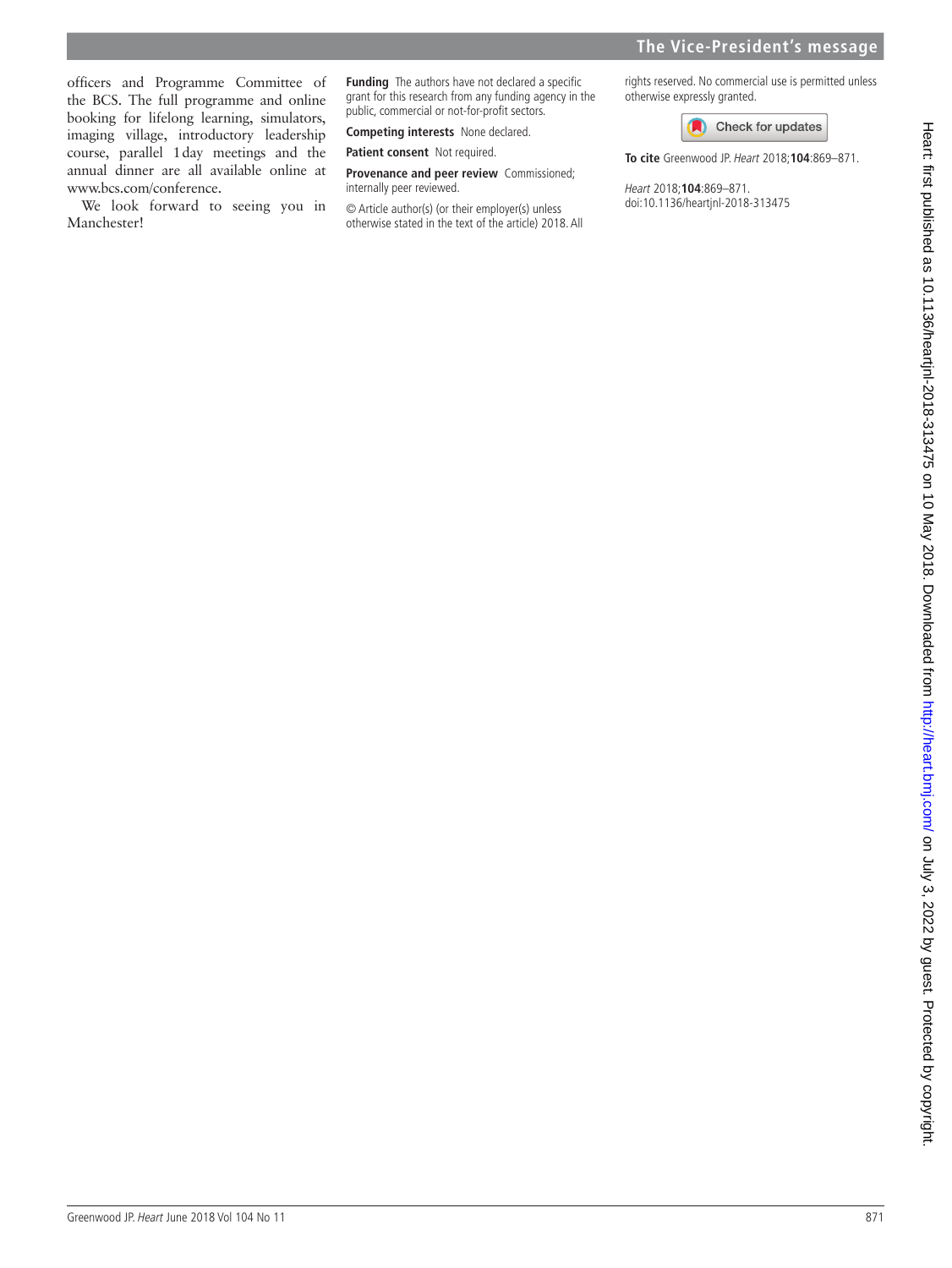officers and Programme Committee of the BCS. The full programme and online booking for lifelong learning, simulators, imaging village, introductory leadership course, parallel 1 day meetings and the annual dinner are all available online at www.bcs.com/conference.

We look forward to seeing you in Manchester!

**Funding** The authors have not declared a specific grant for this research from any funding agency in the public, commercial or not-for-profit sectors.

**Competing interests** None declared.

**Patient consent** Not required.

**Provenance and peer review** Commissioned; internally peer reviewed.

© Article author(s) (or their employer(s) unless otherwise stated in the text of the article) 2018. All rights reserved. No commercial use is permitted unless otherwise expressly granted.

**To cite** Greenwood JP. *Heart* 2018;**104**:869–871.

*Heart* 2018;**104**:869–871.
doi:10.1136/heartjnl-2018-313475